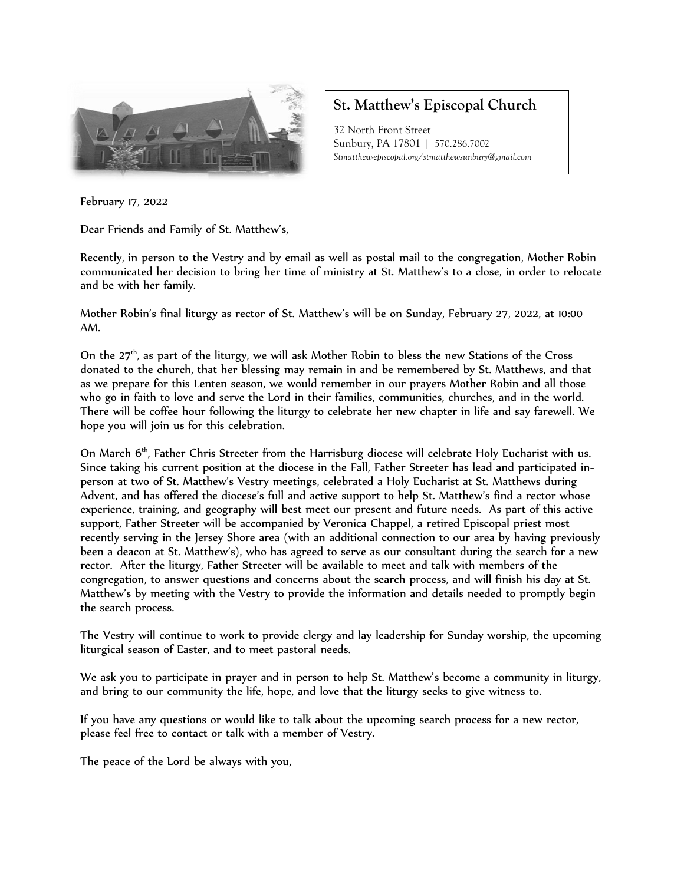## St. Matthew's Episcopal Church

32 North Front Street
Sunbury, PA 17801 | 570.286.7002
*Stmatthew-episcopal.org/stmatthewsunbury@gmail.com*

February 17, 2022

Dear Friends and Family of St. Matthew's,

Recently, in person to the Vestry and by email as well as postal mail to the congregation, Mother Robin communicated her decision to bring her time of ministry at St. Matthew's to a close, in order to relocate and be with her family.

Mother Robin's final liturgy as rector of St. Matthew's will be on Sunday, February 27, 2022, at 10:00 AM.

On the 27th, as part of the liturgy, we will ask Mother Robin to bless the new Stations of the Cross donated to the church, that her blessing may remain in and be remembered by St. Matthews, and that as we prepare for this Lenten season, we would remember in our prayers Mother Robin and all those who go in faith to love and serve the Lord in their families, communities, churches, and in the world. There will be coffee hour following the liturgy to celebrate her new chapter in life and say farewell. We hope you will join us for this celebration.

On March 6th, Father Chris Streeter from the Harrisburg diocese will celebrate Holy Eucharist with us. Since taking his current position at the diocese in the Fall, Father Streeter has lead and participated in-person at two of St. Matthew's Vestry meetings, celebrated a Holy Eucharist at St. Matthews during Advent, and has offered the diocese's full and active support to help St. Matthew's find a rector whose experience, training, and geography will best meet our present and future needs. As part of this active support, Father Streeter will be accompanied by Veronica Chappel, a retired Episcopal priest most recently serving in the Jersey Shore area (with an additional connection to our area by having previously been a deacon at St. Matthew's), who has agreed to serve as our consultant during the search for a new rector. After the liturgy, Father Streeter will be available to meet and talk with members of the congregation, to answer questions and concerns about the search process, and will finish his day at St. Matthew's by meeting with the Vestry to provide the information and details needed to promptly begin the search process.

The Vestry will continue to work to provide clergy and lay leadership for Sunday worship, the upcoming liturgical season of Easter, and to meet pastoral needs.

We ask you to participate in prayer and in person to help St. Matthew's become a community in liturgy, and bring to our community the life, hope, and love that the liturgy seeks to give witness to.

If you have any questions or would like to talk about the upcoming search process for a new rector, please feel free to contact or talk with a member of Vestry.

The peace of the Lord be always with you,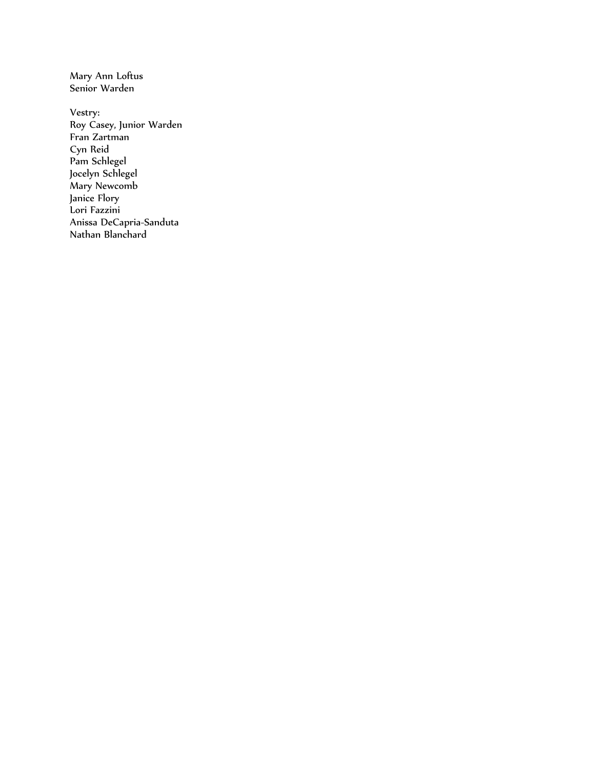Mary Ann Loftus
Senior Warden

Vestry:
Roy Casey, Junior Warden
Fran Zartman
Cyn Reid
Pam Schlegel
Jocelyn Schlegel
Mary Newcomb
Janice Flory
Lori Fazzini
Anissa DeCapria-Sanduta
Nathan Blanchard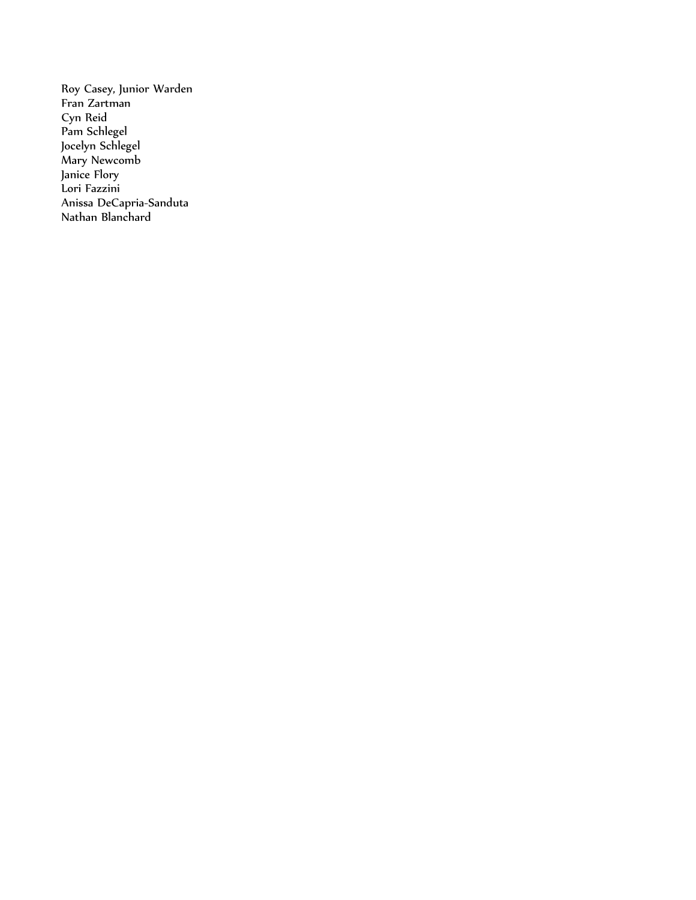Roy Casey, Junior Warden
Fran Zartman
Cyn Reid
Pam Schlegel
Jocelyn Schlegel
Mary Newcomb
Janice Flory
Lori Fazzini
Anissa DeCapria-Sanduta
Nathan Blanchard